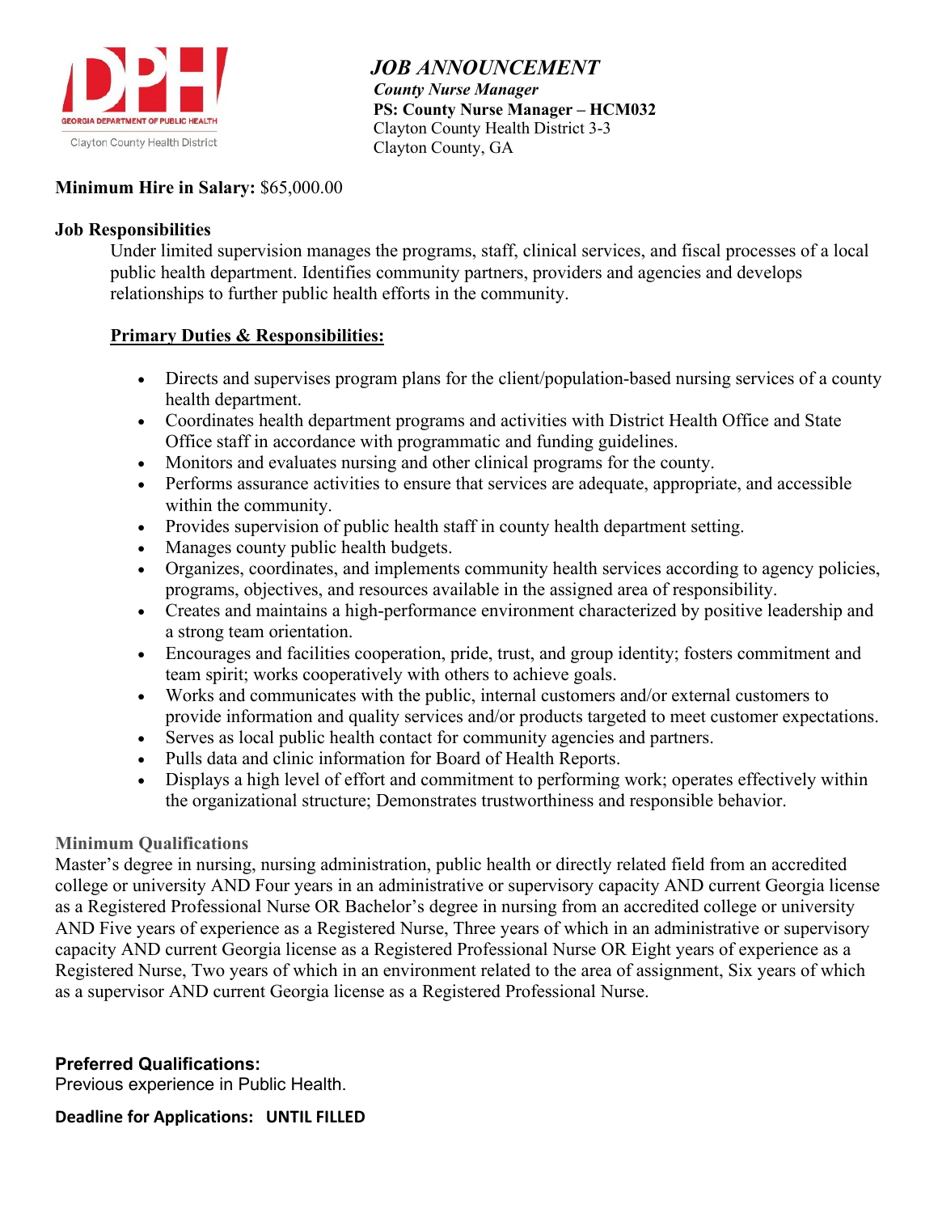GEORGIA DEPARTMENT OF PUBLIC HEALTH
Clayton County Health District

# *JOB ANNOUNCEMENT*

***County Nurse Manager***
**PS: County Nurse Manager – HCM032**
Clayton County Health District 3-3
Clayton County, GA

**Minimum Hire in Salary:** $65,000.00

**Job Responsibilities**

Under limited supervision manages the programs, staff, clinical services, and fiscal processes of a local public health department. Identifies community partners, providers and agencies and develops relationships to further public health efforts in the community.

**Primary Duties & Responsibilities:**

- Directs and supervises program plans for the client/population-based nursing services of a county health department.
- Coordinates health department programs and activities with District Health Office and State Office staff in accordance with programmatic and funding guidelines.
- Monitors and evaluates nursing and other clinical programs for the county.
- Performs assurance activities to ensure that services are adequate, appropriate, and accessible within the community.
- Provides supervision of public health staff in county health department setting.
- Manages county public health budgets.
- Organizes, coordinates, and implements community health services according to agency policies, programs, objectives, and resources available in the assigned area of responsibility.
- Creates and maintains a high-performance environment characterized by positive leadership and a strong team orientation.
- Encourages and facilities cooperation, pride, trust, and group identity; fosters commitment and team spirit; works cooperatively with others to achieve goals.
- Works and communicates with the public, internal customers and/or external customers to provide information and quality services and/or products targeted to meet customer expectations.
- Serves as local public health contact for community agencies and partners.
- Pulls data and clinic information for Board of Health Reports.
- Displays a high level of effort and commitment to performing work; operates effectively within the organizational structure; Demonstrates trustworthiness and responsible behavior.

**Minimum Qualifications**

Master's degree in nursing, nursing administration, public health or directly related field from an accredited college or university AND Four years in an administrative or supervisory capacity AND current Georgia license as a Registered Professional Nurse OR Bachelor's degree in nursing from an accredited college or university AND Five years of experience as a Registered Nurse, Three years of which in an administrative or supervisory capacity AND current Georgia license as a Registered Professional Nurse OR Eight years of experience as a Registered Nurse, Two years of which in an environment related to the area of assignment, Six years of which as a supervisor AND current Georgia license as a Registered Professional Nurse.

**Preferred Qualifications:**

Previous experience in Public Health.

**Deadline for Applications: UNTIL FILLED**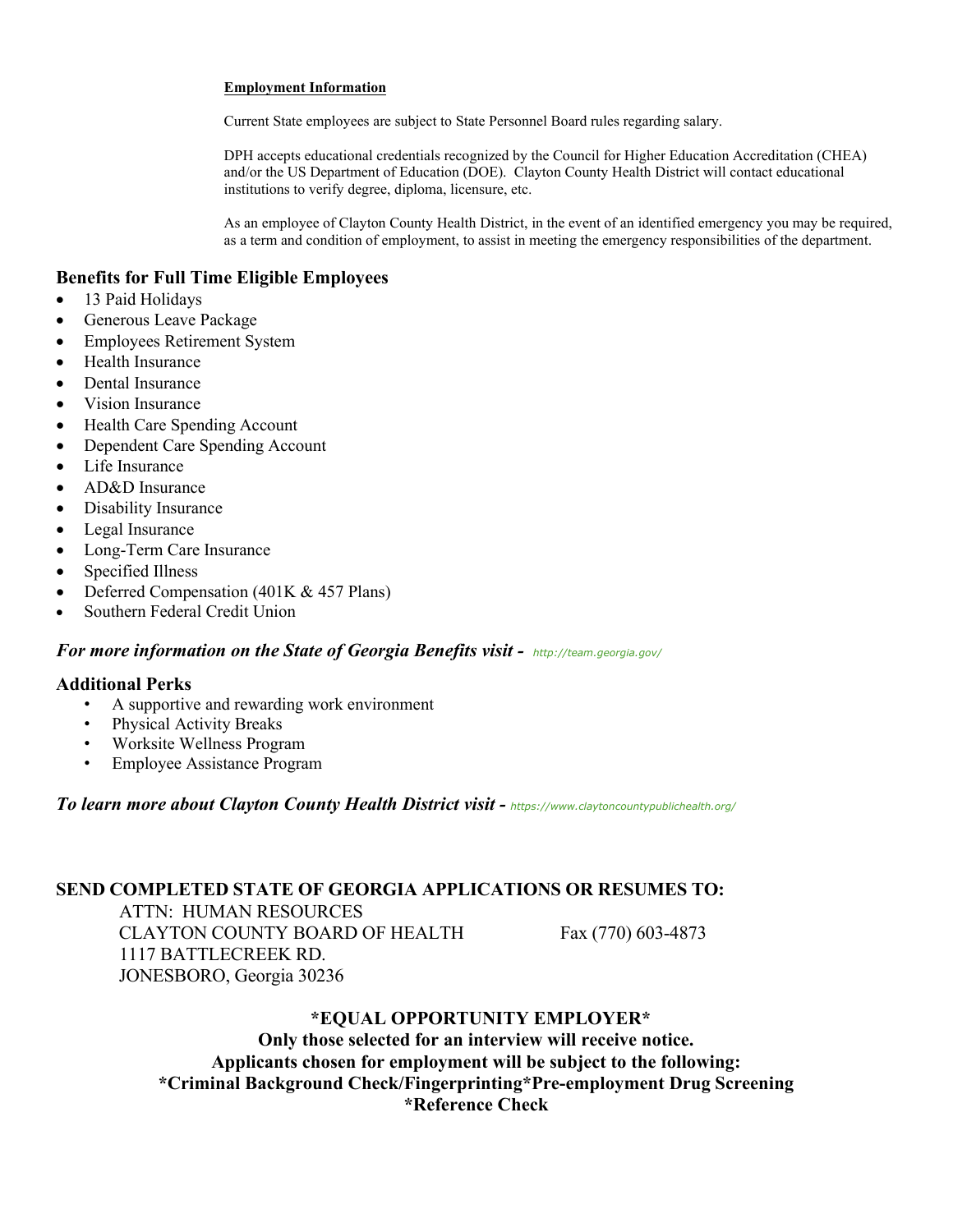**Employment Information**

Current State employees are subject to State Personnel Board rules regarding salary.

DPH accepts educational credentials recognized by the Council for Higher Education Accreditation (CHEA) and/or the US Department of Education (DOE). Clayton County Health District will contact educational institutions to verify degree, diploma, licensure, etc.

As an employee of Clayton County Health District, in the event of an identified emergency you may be required, as a term and condition of employment, to assist in meeting the emergency responsibilities of the department.

## Benefits for Full Time Eligible Employees

- 13 Paid Holidays
- Generous Leave Package
- Employees Retirement System
- Health Insurance
- Dental Insurance
- Vision Insurance
- Health Care Spending Account
- Dependent Care Spending Account
- Life Insurance
- AD&D Insurance
- Disability Insurance
- Legal Insurance
- Long-Term Care Insurance
- Specified Illness
- Deferred Compensation (401K & 457 Plans)
- Southern Federal Credit Union

***For more information on the State of Georgia Benefits visit -*** *http://team.georgia.gov/*

## Additional Perks

- A supportive and rewarding work environment
- Physical Activity Breaks
- Worksite Wellness Program
- Employee Assistance Program

***To learn more about Clayton County Health District visit -*** *https://www.claytoncountypublichealth.org/*

**SEND COMPLETED STATE OF GEORGIA APPLICATIONS OR RESUMES TO:**

ATTN: HUMAN RESOURCES
CLAYTON COUNTY BOARD OF HEALTH
1117 BATTLECREEK RD.
JONESBORO, Georgia 30236

Fax (770) 603-4873

**\*EQUAL OPPORTUNITY EMPLOYER\***

**Only those selected for an interview will receive notice.**

**Applicants chosen for employment will be subject to the following:**

**\*Criminal Background Check/Fingerprinting\*Pre-employment Drug Screening**

**\*Reference Check**